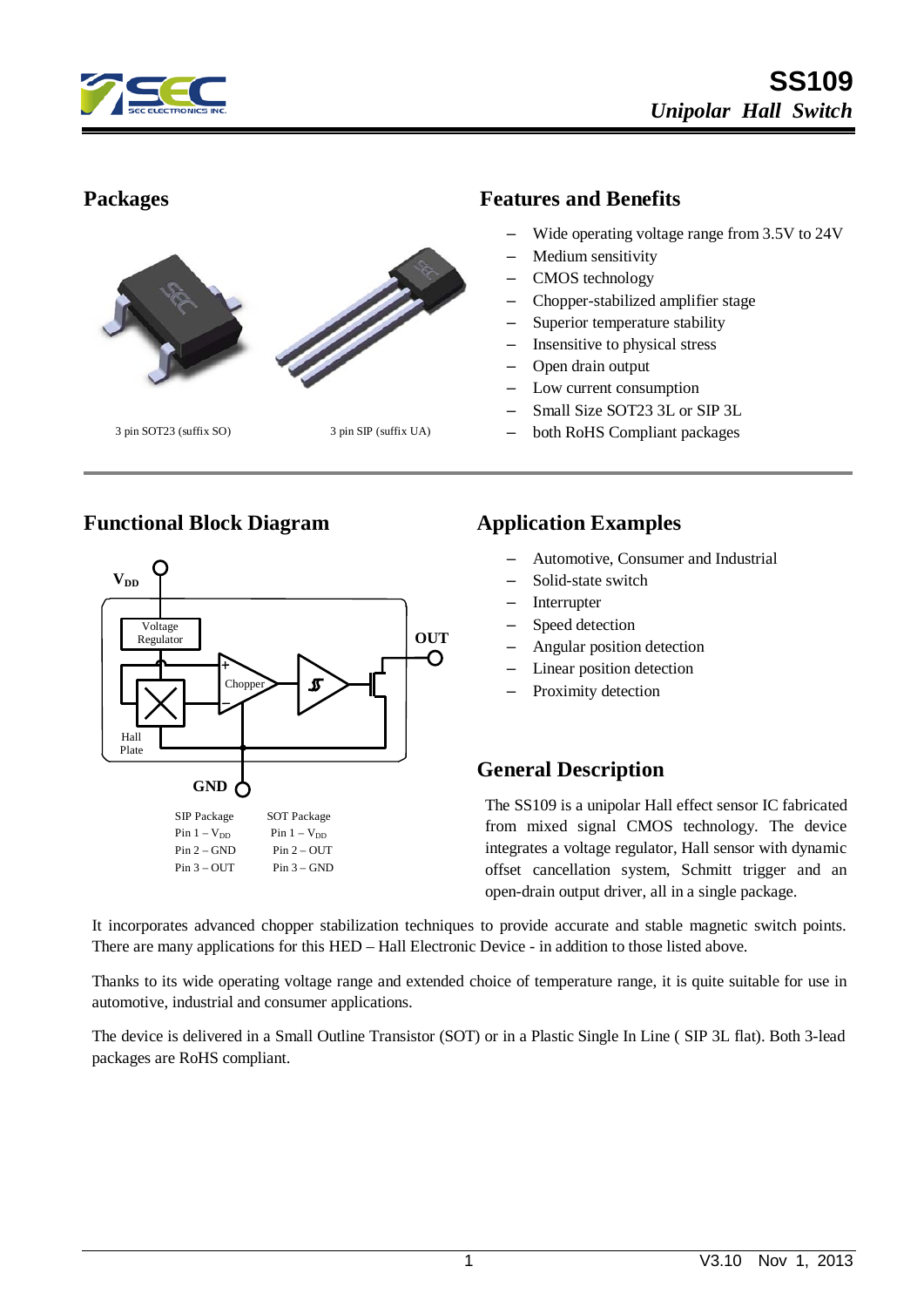# SS109

*Unipolar Hall Switch*

## Packages

3 pin SOT23 (suffix SO) 3 pin SIP (suffix UA)

## Features and Benefits

- Wide operating voltage range from 3.5V to 24V
- Medium sensitivity
- CMOS technology
- Chopper-stabilized amplifier stage
- Superior temperature stability
- Insensitive to physical stress
- Open drain output
- Low current consumption
- Small Size SOT23 3L or SIP 3L
- both RoHS Compliant packages

## Functional Block Diagram

$V_{DD}$, Voltage Regulator, Chopper, Hall Plate, OUT, GND

| SIP Package | SOT Package |
|---|---|
| Pin 1 – $V_{DD}$ | Pin 1 – $V_{DD}$ |
| Pin 2 – GND | Pin 2 – OUT |
| Pin 3 – OUT | Pin 3 – GND |

## Application Examples

- Automotive, Consumer and Industrial
- Solid-state switch
- Interrupter
- Speed detection
- Angular position detection
- Linear position detection
- Proximity detection

## General Description

The SS109 is a unipolar Hall effect sensor IC fabricated from mixed signal CMOS technology. The device integrates a voltage regulator, Hall sensor with dynamic offset cancellation system, Schmitt trigger and an open-drain output driver, all in a single package.

It incorporates advanced chopper stabilization techniques to provide accurate and stable magnetic switch points. There are many applications for this HED – Hall Electronic Device - in addition to those listed above.

Thanks to its wide operating voltage range and extended choice of temperature range, it is quite suitable for use in automotive, industrial and consumer applications.

The device is delivered in a Small Outline Transistor (SOT) or in a Plastic Single In Line ( SIP 3L flat). Both 3-lead packages are RoHS compliant.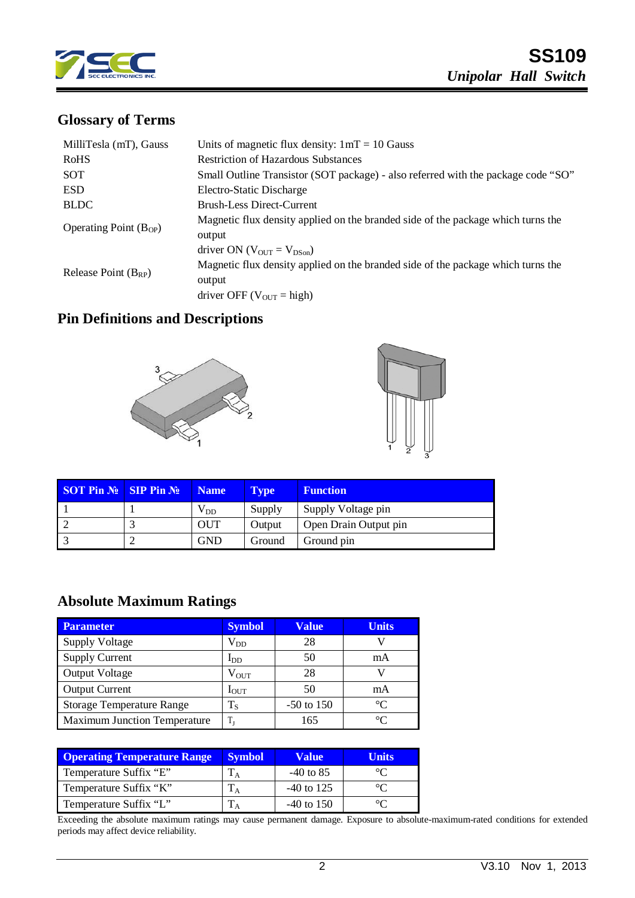## Glossary of Terms

| | |
|---|---|
| MilliTesla (mT), Gauss | Units of magnetic flux density: 1mT = 10 Gauss |
| RoHS | Restriction of Hazardous Substances |
| SOT | Small Outline Transistor (SOT package) - also referred with the package code "SO" |
| ESD | Electro-Static Discharge |
| BLDC | Brush-Less Direct-Current |
| Operating Point ($B_{OP}$) | Magnetic flux density applied on the branded side of the package which turns the output driver ON ($V_{OUT} = V_{DSon}$) |
| Release Point ($B_{RP}$) | Magnetic flux density applied on the branded side of the package which turns the output driver OFF ($V_{OUT}$ = high) |

## Pin Definitions and Descriptions

| SOT Pin № | SIP Pin № | Name | Type | Function |
|---|---|---|---|---|
| 1 | 1 | $V_{DD}$ | Supply | Supply Voltage pin |
| 2 | 3 | OUT | Output | Open Drain Output pin |
| 3 | 2 | GND | Ground | Ground pin |

## Absolute Maximum Ratings

| Parameter | Symbol | Value | Units |
|---|---|---|---|
| Supply Voltage | $V_{DD}$ | 28 | V |
| Supply Current | $I_{DD}$ | 50 | mA |
| Output Voltage | $V_{OUT}$ | 28 | V |
| Output Current | $I_{OUT}$ | 50 | mA |
| Storage Temperature Range | $T_S$ | -50 to 150 | °C |
| Maximum Junction Temperature | $T_J$ | 165 | °C |

| Operating Temperature Range | Symbol | Value | Units |
|---|---|---|---|
| Temperature Suffix "E" | $T_A$ | -40 to 85 | °C |
| Temperature Suffix "K" | $T_A$ | -40 to 125 | °C |
| Temperature Suffix "L" | $T_A$ | -40 to 150 | °C |

Exceeding the absolute maximum ratings may cause permanent damage. Exposure to absolute-maximum-rated conditions for extended periods may affect device reliability.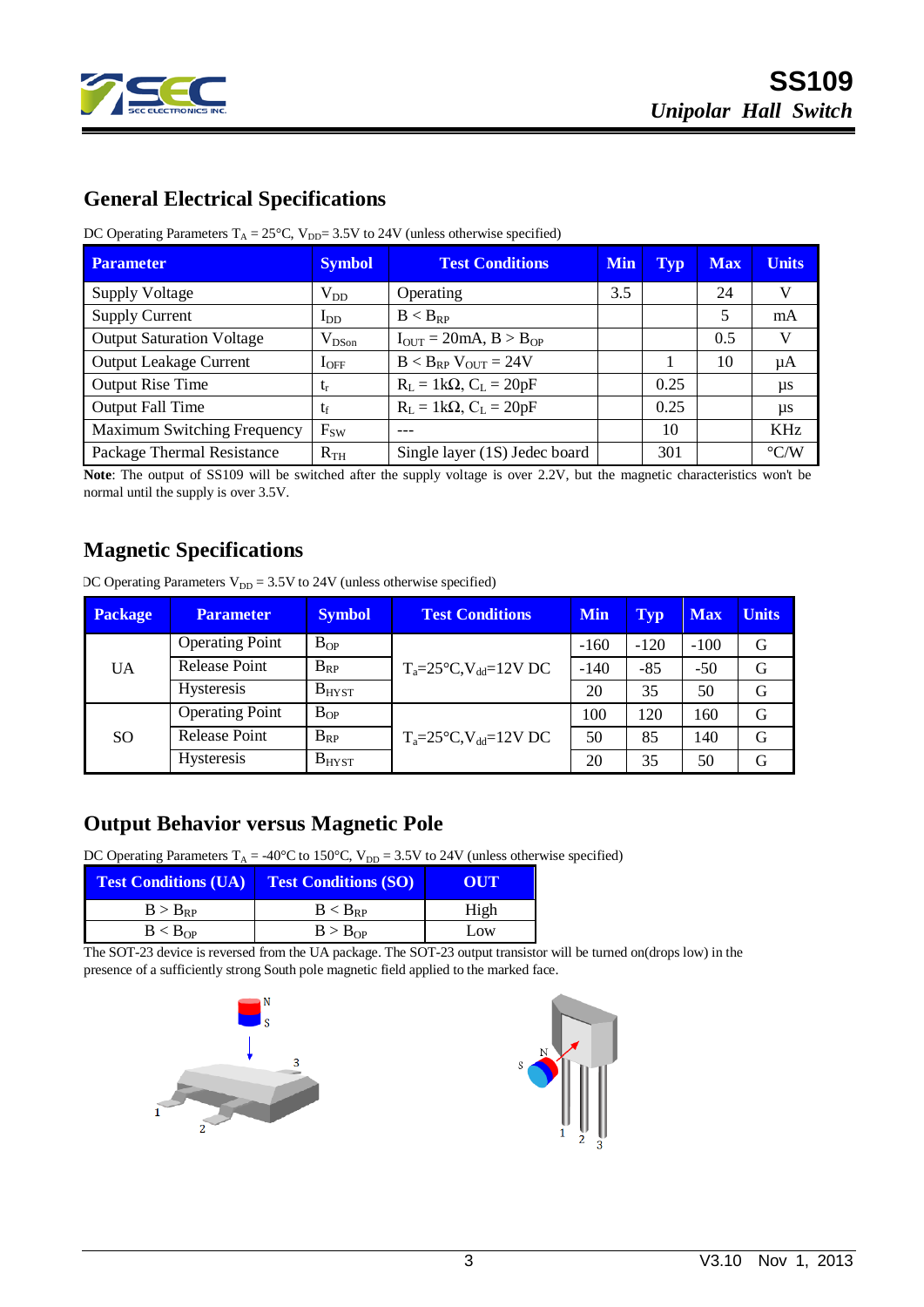## General Electrical Specifications

DC Operating Parameters $T_A$ = 25°C, $V_{DD}$= 3.5V to 24V (unless otherwise specified)

| Parameter | Symbol | Test Conditions | Min | Typ | Max | Units |
|---|---|---|---|---|---|---|
| Supply Voltage | $V_{DD}$ | Operating | 3.5 | | 24 | V |
| Supply Current | $I_{DD}$ | $B < B_{RP}$ | | | 5 | mA |
| Output Saturation Voltage | $V_{DSon}$ | $I_{OUT}$ = 20mA, $B > B_{OP}$ | | | 0.5 | V |
| Output Leakage Current | $I_{OFF}$ | $B < B_{RP}$ $V_{OUT}$ = 24V | | 1 | 10 | µA |
| Output Rise Time | $t_r$ | $R_L$ = 1kΩ, $C_L$ = 20pF | | 0.25 | | µs |
| Output Fall Time | $t_f$ | $R_L$ = 1kΩ, $C_L$ = 20pF | | 0.25 | | µs |
| Maximum Switching Frequency | $F_{SW}$ | --- | | 10 | | KHz |
| Package Thermal Resistance | $R_{TH}$ | Single layer (1S) Jedec board | | 301 | | °C/W |

**Note**: The output of SS109 will be switched after the supply voltage is over 2.2V, but the magnetic characteristics won't be normal until the supply is over 3.5V.

## Magnetic Specifications

DC Operating Parameters $V_{DD}$ = 3.5V to 24V (unless otherwise specified)

| Package | Parameter | Symbol | Test Conditions | Min | Typ | Max | Units |
|---|---|---|---|---|---|---|---|
| UA | Operating Point | $B_{OP}$ | $T_a$=25°C,$V_{dd}$=12V DC | -160 | -120 | -100 | G |
| | Release Point | $B_{RP}$ | | -140 | -85 | -50 | G |
| | Hysteresis | $B_{HYST}$ | | 20 | 35 | 50 | G |
| SO | Operating Point | $B_{OP}$ | $T_a$=25°C,$V_{dd}$=12V DC | 100 | 120 | 160 | G |
| | Release Point | $B_{RP}$ | | 50 | 85 | 140 | G |
| | Hysteresis | $B_{HYST}$ | | 20 | 35 | 50 | G |

## Output Behavior versus Magnetic Pole

DC Operating Parameters $T_A$ = -40°C to 150°C, $V_{DD}$ = 3.5V to 24V (unless otherwise specified)

| Test Conditions (UA) | Test Conditions (SO) | OUT |
|---|---|---|
| $B > B_{RP}$ | $B < B_{RP}$ | High |
| $B < B_{OP}$ | $B > B_{OP}$ | Low |

The SOT-23 device is reversed from the UA package. The SOT-23 output transistor will be turned on(drops low) in the presence of a sufficiently strong South pole magnetic field applied to the marked face.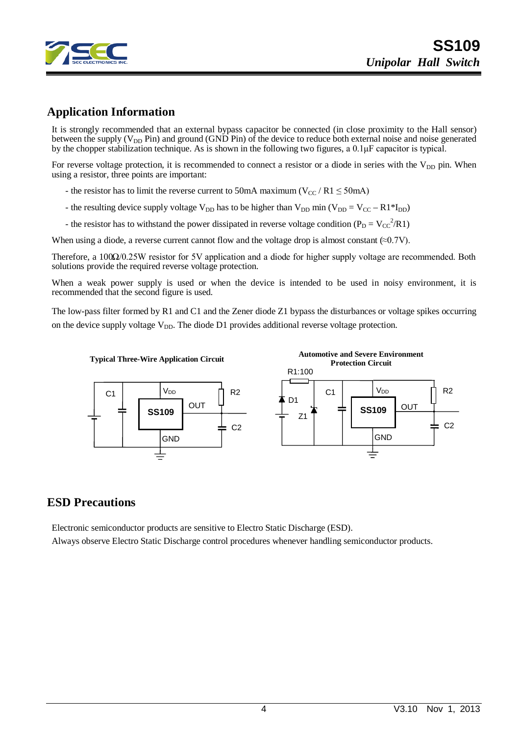## Application Information

It is strongly recommended that an external bypass capacitor be connected (in close proximity to the Hall sensor) between the supply ($V_{DD}$ Pin) and ground (GND Pin) of the device to reduce both external noise and noise generated by the chopper stabilization technique. As is shown in the following two figures, a 0.1µF capacitor is typical.

For reverse voltage protection, it is recommended to connect a resistor or a diode in series with the $V_{DD}$ pin. When using a resistor, three points are important:

- the resistor has to limit the reverse current to 50mA maximum ($V_{CC}$ / R1 ≤ 50mA)
- the resulting device supply voltage $V_{DD}$ has to be higher than $V_{DD}$ min ($V_{DD} = V_{CC} – R1*I_{DD}$)
- the resistor has to withstand the power dissipated in reverse voltage condition ($P_D = V_{CC}^2/R1$)

When using a diode, a reverse current cannot flow and the voltage drop is almost constant (≈0.7V).

Therefore, a 100Ω/0.25W resistor for 5V application and a diode for higher supply voltage are recommended. Both solutions provide the required reverse voltage protection.

When a weak power supply is used or when the device is intended to be used in noisy environment, it is recommended that the second figure is used.

The low-pass filter formed by R1 and C1 and the Zener diode Z1 bypass the disturbances or voltage spikes occurring on the device supply voltage $V_{DD}$. The diode D1 provides additional reverse voltage protection.

**Typical Three-Wire Application Circuit**

**Automotive and Severe Environment Protection Circuit**

## ESD Precautions

Electronic semiconductor products are sensitive to Electro Static Discharge (ESD).
Always observe Electro Static Discharge control procedures whenever handling semiconductor products.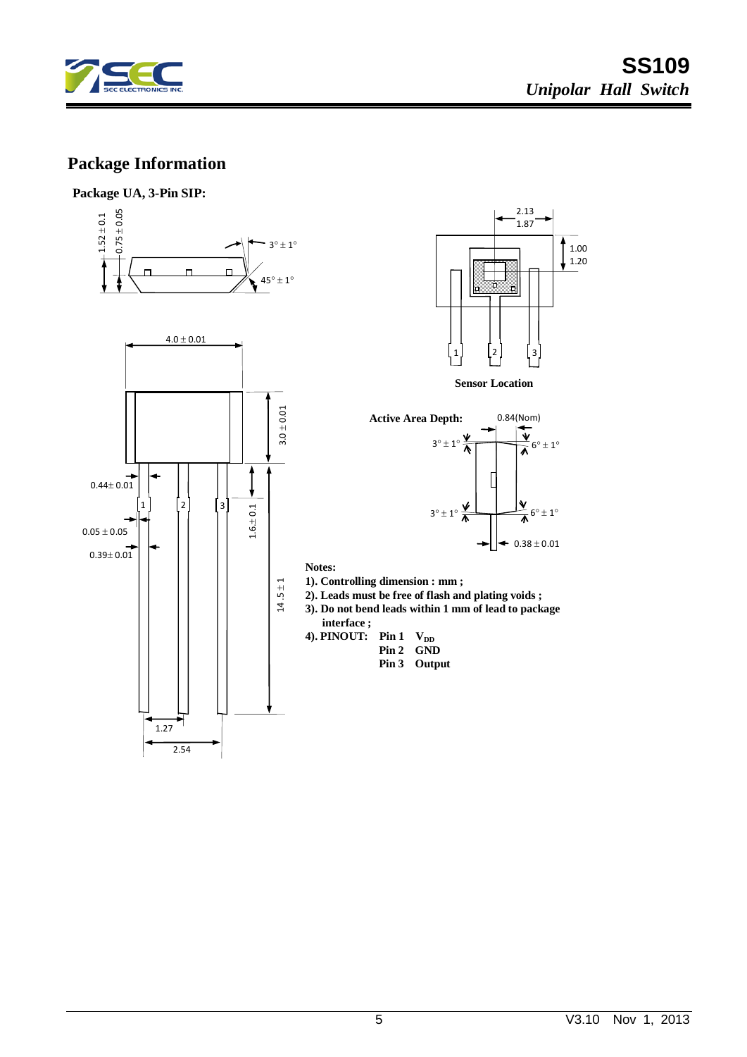## Package Information

**Package UA, 3-Pin SIP:**

**Sensor Location**

**Active Area Depth:** 0.84(Nom)

**Notes:**

1). Controlling dimension : mm ;

2). Leads must be free of flash and plating voids ;

3). Do not bend leads within 1 mm of lead to package interface ;

4). PINOUT:

| | |
|---|---|
| Pin 1 | $V_{DD}$ |
| Pin 2 | GND |
| Pin 3 | Output |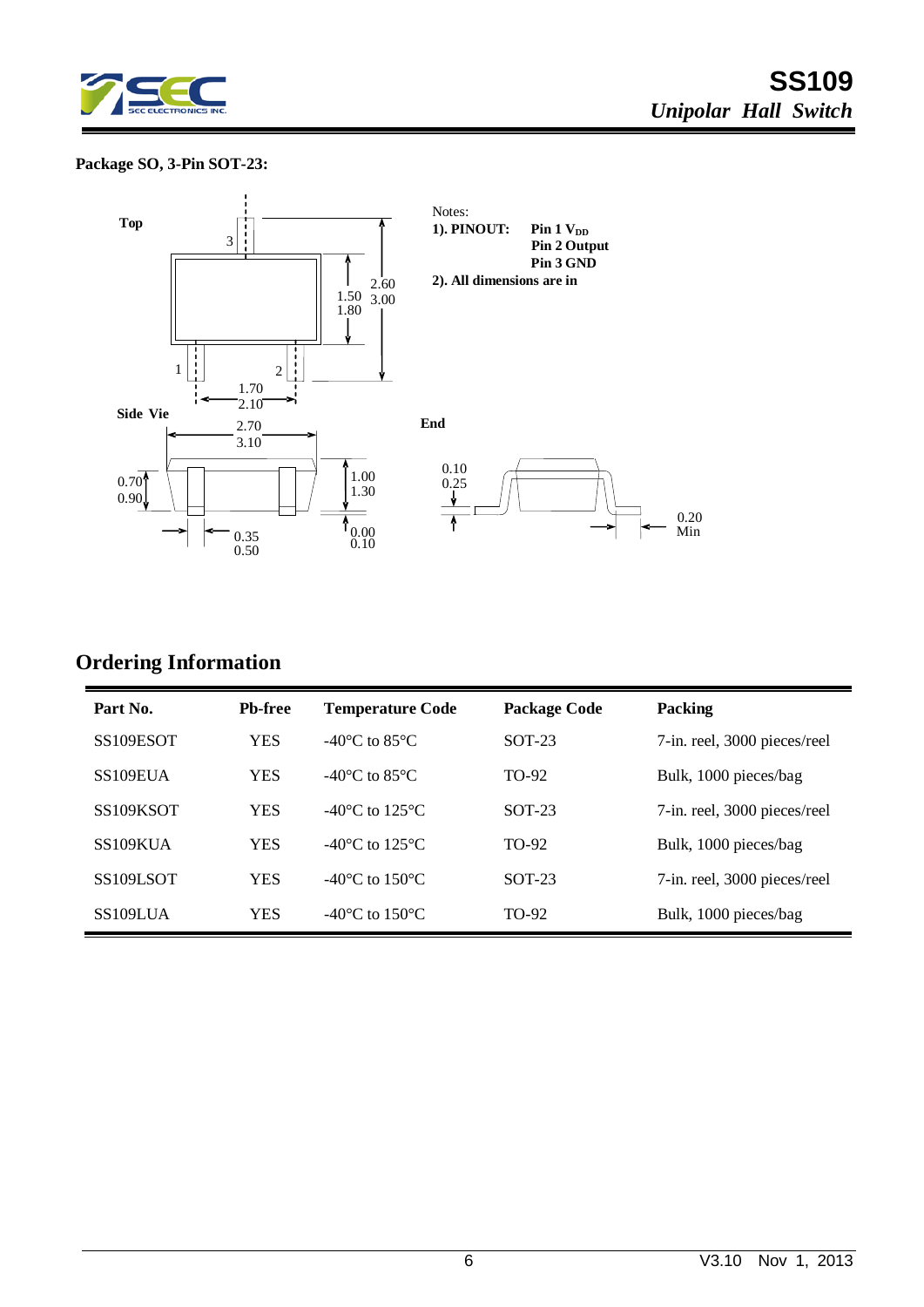**Package SO, 3-Pin SOT-23:**

Top

3

1.50
1.80

2.60
3.00

1 2

1.70
2.10

Notes:

1). PINOUT: Pin 1 $V_{DD}$
Pin 2 Output
Pin 3 GND

2). All dimensions are in

Side Vie

2.70
3.10

0.70
0.90

1.00
1.30

0.35
0.50

0.00
0.10

End

0.10
0.25

0.20
Min

## Ordering Information

| Part No. | Pb-free | Temperature Code | Package Code | Packing |
|---|---|---|---|---|
| SS109ESOT | YES | -40°C to 85°C | SOT-23 | 7-in. reel, 3000 pieces/reel |
| SS109EUA | YES | -40°C to 85°C | TO-92 | Bulk, 1000 pieces/bag |
| SS109KSOT | YES | -40°C to 125°C | SOT-23 | 7-in. reel, 3000 pieces/reel |
| SS109KUA | YES | -40°C to 125°C | TO-92 | Bulk, 1000 pieces/bag |
| SS109LSOT | YES | -40°C to 150°C | SOT-23 | 7-in. reel, 3000 pieces/reel |
| SS109LUA | YES | -40°C to 150°C | TO-92 | Bulk, 1000 pieces/bag |